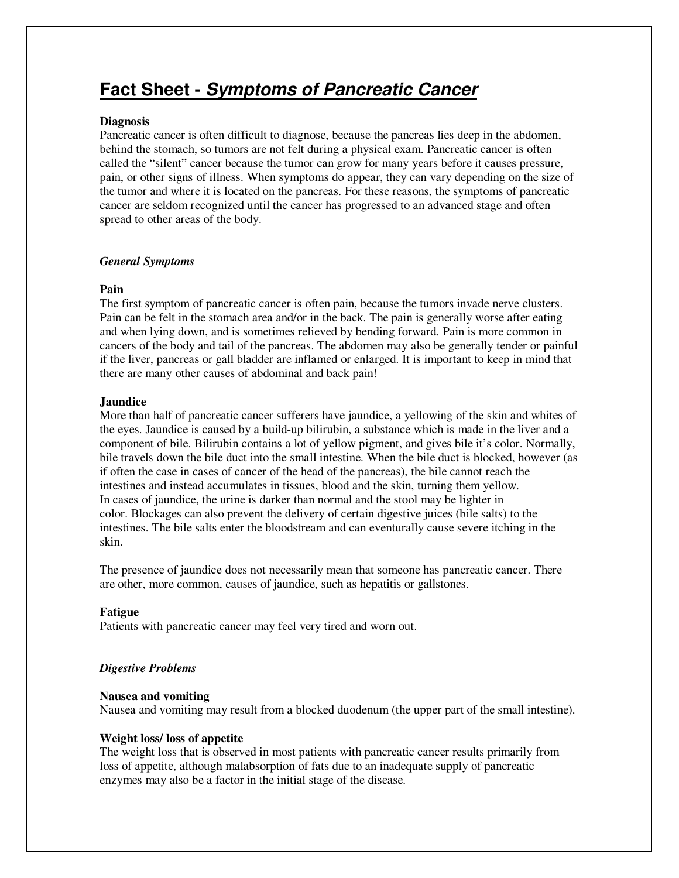# Fact Sheet - *Symptoms of Pancreatic Cancer*

**Diagnosis**

Pancreatic cancer is often difficult to diagnose, because the pancreas lies deep in the abdomen, behind the stomach, so tumors are not felt during a physical exam. Pancreatic cancer is often called the "silent" cancer because the tumor can grow for many years before it causes pressure, pain, or other signs of illness. When symptoms do appear, they can vary depending on the size of the tumor and where it is located on the pancreas. For these reasons, the symptoms of pancreatic cancer are seldom recognized until the cancer has progressed to an advanced stage and often spread to other areas of the body.

## *General Symptoms*

**Pain**

The first symptom of pancreatic cancer is often pain, because the tumors invade nerve clusters. Pain can be felt in the stomach area and/or in the back. The pain is generally worse after eating and when lying down, and is sometimes relieved by bending forward. Pain is more common in cancers of the body and tail of the pancreas. The abdomen may also be generally tender or painful if the liver, pancreas or gall bladder are inflamed or enlarged. It is important to keep in mind that there are many other causes of abdominal and back pain!

**Jaundice**

More than half of pancreatic cancer sufferers have jaundice, a yellowing of the skin and whites of the eyes. Jaundice is caused by a build-up bilirubin, a substance which is made in the liver and a component of bile. Bilirubin contains a lot of yellow pigment, and gives bile it's color. Normally, bile travels down the bile duct into the small intestine. When the bile duct is blocked, however (as if often the case in cases of cancer of the head of the pancreas), the bile cannot reach the intestines and instead accumulates in tissues, blood and the skin, turning them yellow. In cases of jaundice, the urine is darker than normal and the stool may be lighter in color. Blockages can also prevent the delivery of certain digestive juices (bile salts) to the intestines. The bile salts enter the bloodstream and can eventurally cause severe itching in the skin.

The presence of jaundice does not necessarily mean that someone has pancreatic cancer. There are other, more common, causes of jaundice, such as hepatitis or gallstones.

**Fatigue**

Patients with pancreatic cancer may feel very tired and worn out.

## *Digestive Problems*

**Nausea and vomiting**

Nausea and vomiting may result from a blocked duodenum (the upper part of the small intestine).

**Weight loss/ loss of appetite**

The weight loss that is observed in most patients with pancreatic cancer results primarily from loss of appetite, although malabsorption of fats due to an inadequate supply of pancreatic enzymes may also be a factor in the initial stage of the disease.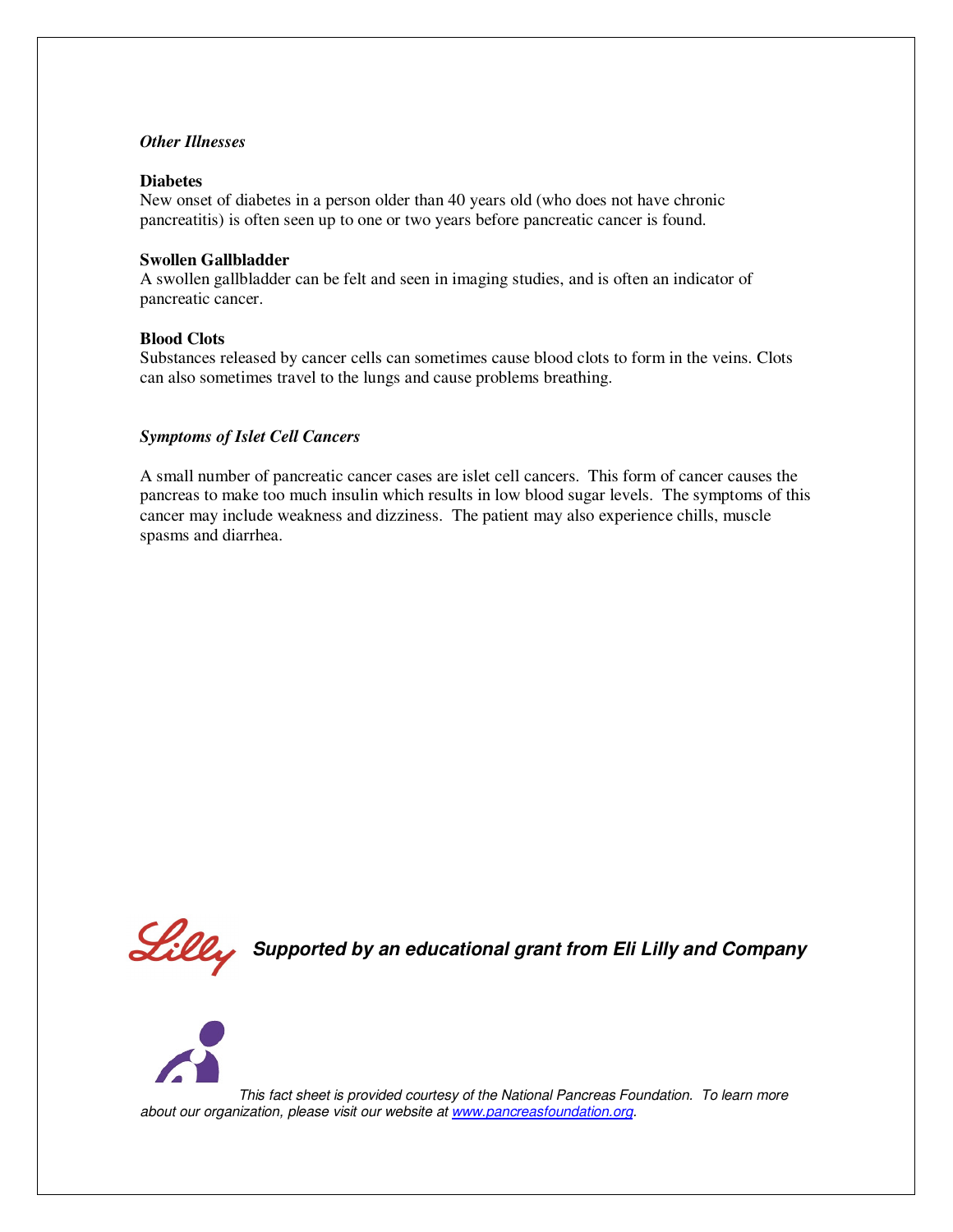*Other Illnesses*

**Diabetes**

New onset of diabetes in a person older than 40 years old (who does not have chronic pancreatitis) is often seen up to one or two years before pancreatic cancer is found.

**Swollen Gallbladder**

A swollen gallbladder can be felt and seen in imaging studies, and is often an indicator of pancreatic cancer.

**Blood Clots**

Substances released by cancer cells can sometimes cause blood clots to form in the veins. Clots can also sometimes travel to the lungs and cause problems breathing.

*Symptoms of Islet Cell Cancers*

A small number of pancreatic cancer cases are islet cell cancers. This form of cancer causes the pancreas to make too much insulin which results in low blood sugar levels. The symptoms of this cancer may include weakness and dizziness. The patient may also experience chills, muscle spasms and diarrhea.

***Supported by an educational grant from Eli Lilly and Company***

*This fact sheet is provided courtesy of the National Pancreas Foundation. To learn more about our organization, please visit our website at [www.pancreasfoundation.org](http://www.pancreasfoundation.org).*